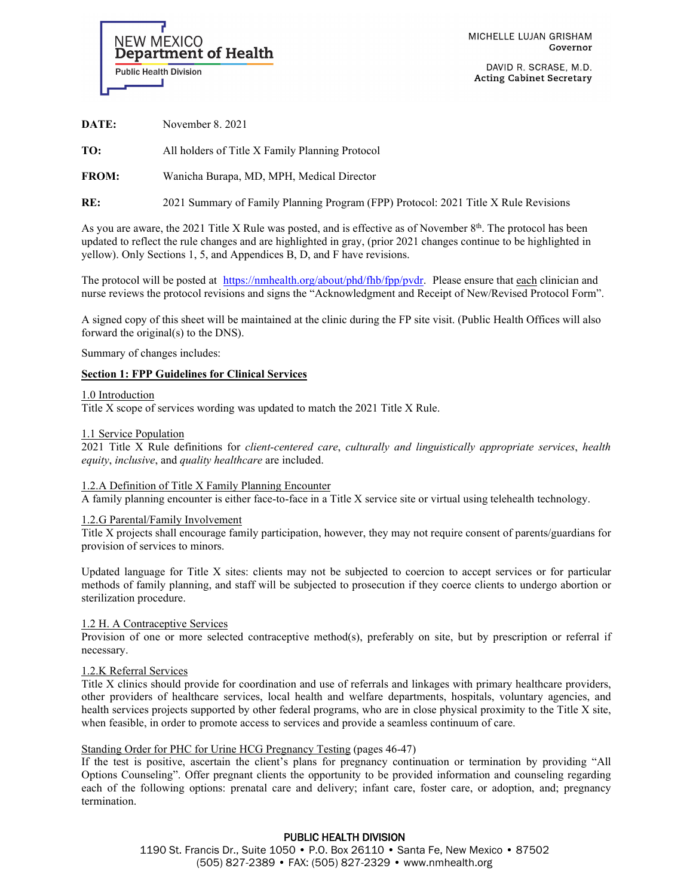NEW MEXICO
**Department of Health**
Public Health Division

MICHELLE LUJAN GRISHAM
**Governor**

DAVID R. SCRASE, M.D.
**Acting Cabinet Secretary**

**DATE:** November 8. 2021

**TO:** All holders of Title X Family Planning Protocol

**FROM:** Wanicha Burapa, MD, MPH, Medical Director

**RE:** 2021 Summary of Family Planning Program (FPP) Protocol: 2021 Title X Rule Revisions

As you are aware, the 2021 Title X Rule was posted, and is effective as of November 8th. The protocol has been updated to reflect the rule changes and are highlighted in gray, (prior 2021 changes continue to be highlighted in yellow). Only Sections 1, 5, and Appendices B, D, and F have revisions.

The protocol will be posted at https://nmhealth.org/about/phd/fhb/fpp/pvdr. Please ensure that each clinician and nurse reviews the protocol revisions and signs the "Acknowledgment and Receipt of New/Revised Protocol Form".

A signed copy of this sheet will be maintained at the clinic during the FP site visit. (Public Health Offices will also forward the original(s) to the DNS).

Summary of changes includes:

## Section 1: FPP Guidelines for Clinical Services

1.0 Introduction
Title X scope of services wording was updated to match the 2021 Title X Rule.

1.1 Service Population
2021 Title X Rule definitions for *client-centered care*, *culturally and linguistically appropriate services*, *health equity*, *inclusive*, and *quality healthcare* are included.

1.2.A Definition of Title X Family Planning Encounter
A family planning encounter is either face-to-face in a Title X service site or virtual using telehealth technology.

1.2.G Parental/Family Involvement
Title X projects shall encourage family participation, however, they may not require consent of parents/guardians for provision of services to minors.

Updated language for Title X sites: clients may not be subjected to coercion to accept services or for particular methods of family planning, and staff will be subjected to prosecution if they coerce clients to undergo abortion or sterilization procedure.

1.2 H. A Contraceptive Services
Provision of one or more selected contraceptive method(s), preferably on site, but by prescription or referral if necessary.

1.2.K Referral Services
Title X clinics should provide for coordination and use of referrals and linkages with primary healthcare providers, other providers of healthcare services, local health and welfare departments, hospitals, voluntary agencies, and health services projects supported by other federal programs, who are in close physical proximity to the Title X site, when feasible, in order to promote access to services and provide a seamless continuum of care.

Standing Order for PHC for Urine HCG Pregnancy Testing (pages 46-47)
If the test is positive, ascertain the client's plans for pregnancy continuation or termination by providing "All Options Counseling". Offer pregnant clients the opportunity to be provided information and counseling regarding each of the following options: prenatal care and delivery; infant care, foster care, or adoption, and; pregnancy termination.

PUBLIC HEALTH DIVISION
1190 St. Francis Dr., Suite 1050 • P.O. Box 26110 • Santa Fe, New Mexico • 87502
(505) 827-2389 • FAX: (505) 827-2329 • www.nmhealth.org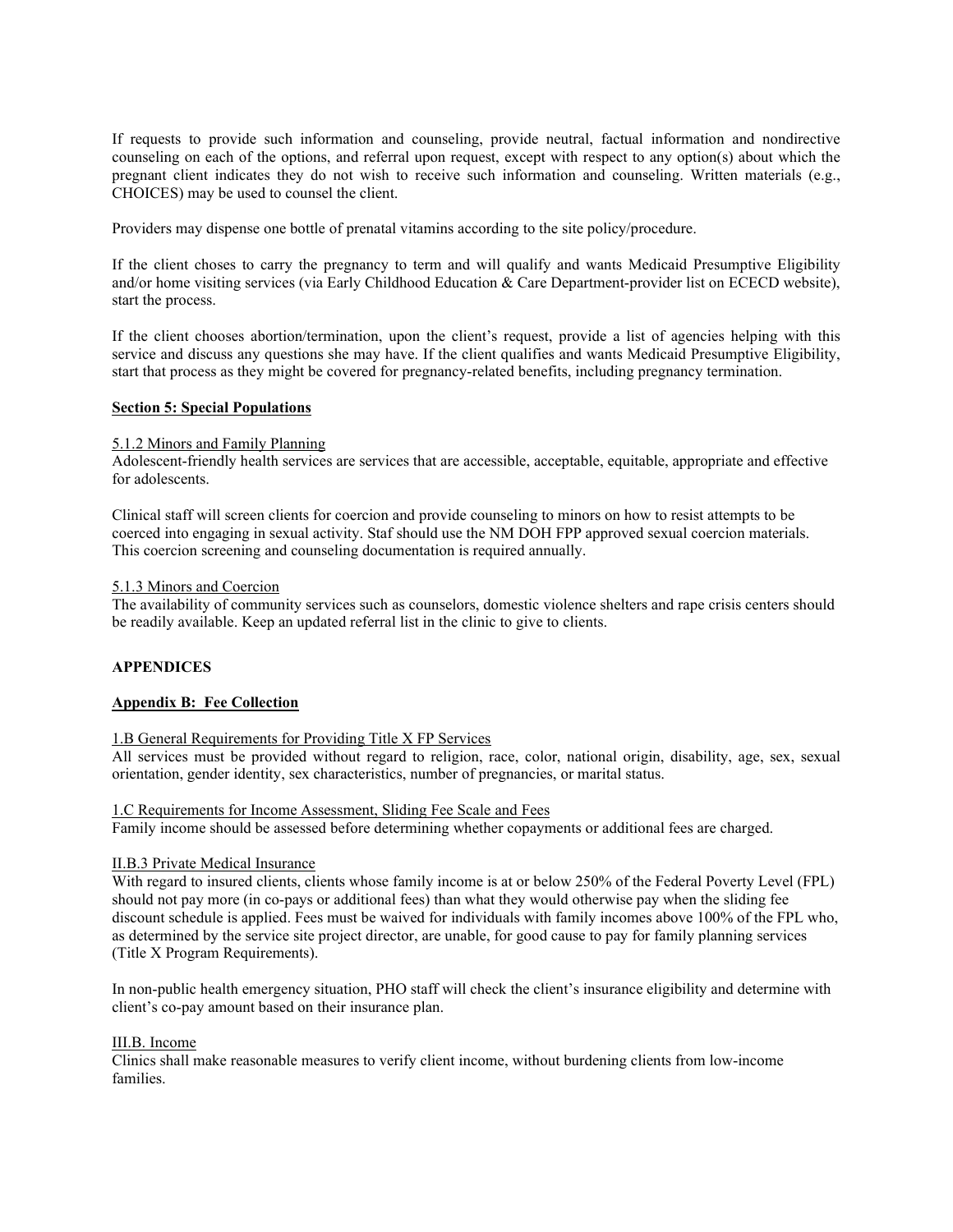If requests to provide such information and counseling, provide neutral, factual information and nondirective counseling on each of the options, and referral upon request, except with respect to any option(s) about which the pregnant client indicates they do not wish to receive such information and counseling. Written materials (e.g., CHOICES) may be used to counsel the client.

Providers may dispense one bottle of prenatal vitamins according to the site policy/procedure.

If the client choses to carry the pregnancy to term and will qualify and wants Medicaid Presumptive Eligibility and/or home visiting services (via Early Childhood Education & Care Department-provider list on ECECD website), start the process.

If the client chooses abortion/termination, upon the client's request, provide a list of agencies helping with this service and discuss any questions she may have. If the client qualifies and wants Medicaid Presumptive Eligibility, start that process as they might be covered for pregnancy-related benefits, including pregnancy termination.

## Section 5: Special Populations

### 5.1.2 Minors and Family Planning

Adolescent-friendly health services are services that are accessible, acceptable, equitable, appropriate and effective for adolescents.

Clinical staff will screen clients for coercion and provide counseling to minors on how to resist attempts to be coerced into engaging in sexual activity. Staf should use the NM DOH FPP approved sexual coercion materials. This coercion screening and counseling documentation is required annually.

### 5.1.3 Minors and Coercion

The availability of community services such as counselors, domestic violence shelters and rape crisis centers should be readily available. Keep an updated referral list in the clinic to give to clients.

# APPENDICES

## Appendix B: Fee Collection

### 1.B General Requirements for Providing Title X FP Services

All services must be provided without regard to religion, race, color, national origin, disability, age, sex, sexual orientation, gender identity, sex characteristics, number of pregnancies, or marital status.

### 1.C Requirements for Income Assessment, Sliding Fee Scale and Fees

Family income should be assessed before determining whether copayments or additional fees are charged.

### II.B.3 Private Medical Insurance

With regard to insured clients, clients whose family income is at or below 250% of the Federal Poverty Level (FPL) should not pay more (in co-pays or additional fees) than what they would otherwise pay when the sliding fee discount schedule is applied. Fees must be waived for individuals with family incomes above 100% of the FPL who, as determined by the service site project director, are unable, for good cause to pay for family planning services (Title X Program Requirements).

In non-public health emergency situation, PHO staff will check the client's insurance eligibility and determine with client's co-pay amount based on their insurance plan.

### III.B. Income

Clinics shall make reasonable measures to verify client income, without burdening clients from low-income families.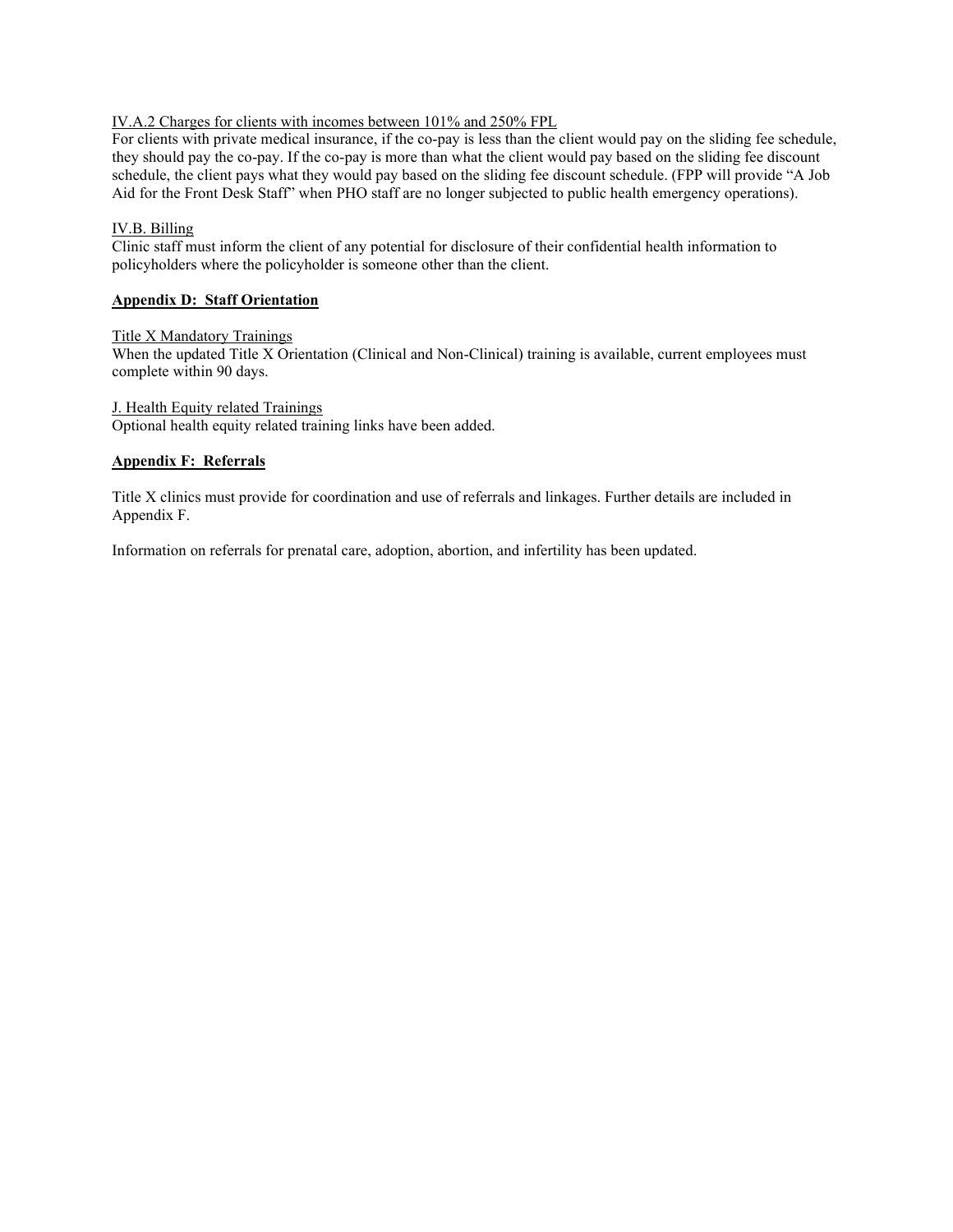IV.A.2 Charges for clients with incomes between 101% and 250% FPL

For clients with private medical insurance, if the co-pay is less than the client would pay on the sliding fee schedule, they should pay the co-pay. If the co-pay is more than what the client would pay based on the sliding fee discount schedule, the client pays what they would pay based on the sliding fee discount schedule. (FPP will provide "A Job Aid for the Front Desk Staff" when PHO staff are no longer subjected to public health emergency operations).

IV.B. Billing

Clinic staff must inform the client of any potential for disclosure of their confidential health information to policyholders where the policyholder is someone other than the client.

**Appendix D: Staff Orientation**

Title X Mandatory Trainings

When the updated Title X Orientation (Clinical and Non-Clinical) training is available, current employees must complete within 90 days.

J. Health Equity related Trainings

Optional health equity related training links have been added.

**Appendix F: Referrals**

Title X clinics must provide for coordination and use of referrals and linkages. Further details are included in Appendix F.

Information on referrals for prenatal care, adoption, abortion, and infertility has been updated.